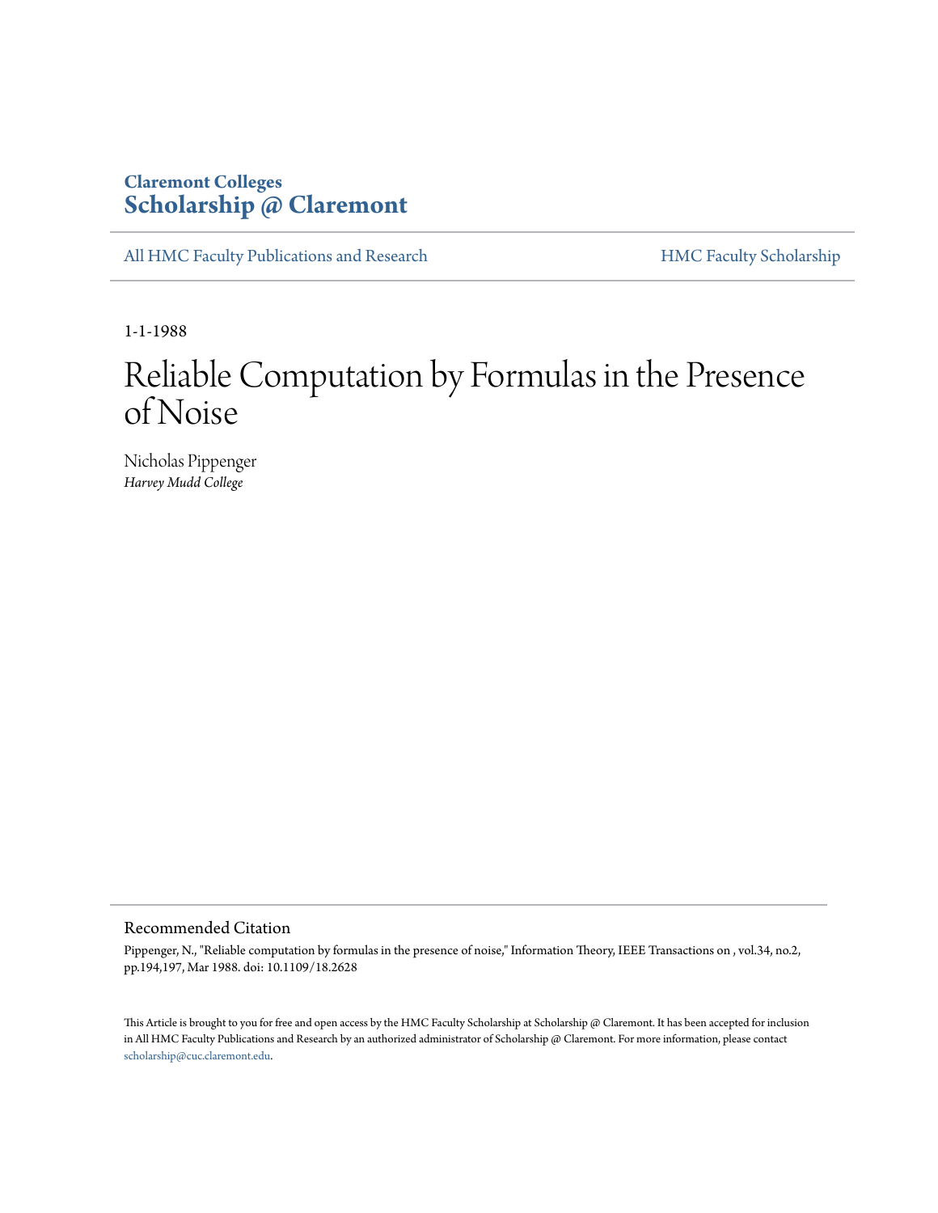Claremont Colleges
**Scholarship @ Claremont**

All HMC Faculty Publications and Research | HMC Faculty Scholarship

1-1-1988

# Reliable Computation by Formulas in the Presence of Noise

Nicholas Pippenger
*Harvey Mudd College*

## Recommended Citation

Pippenger, N., "Reliable computation by formulas in the presence of noise," Information Theory, IEEE Transactions on , vol.34, no.2, pp.194,197, Mar 1988. doi: 10.1109/18.2628

This Article is brought to you for free and open access by the HMC Faculty Scholarship at Scholarship @ Claremont. It has been accepted for inclusion in All HMC Faculty Publications and Research by an authorized administrator of Scholarship @ Claremont. For more information, please contact scholarship@cuc.claremont.edu.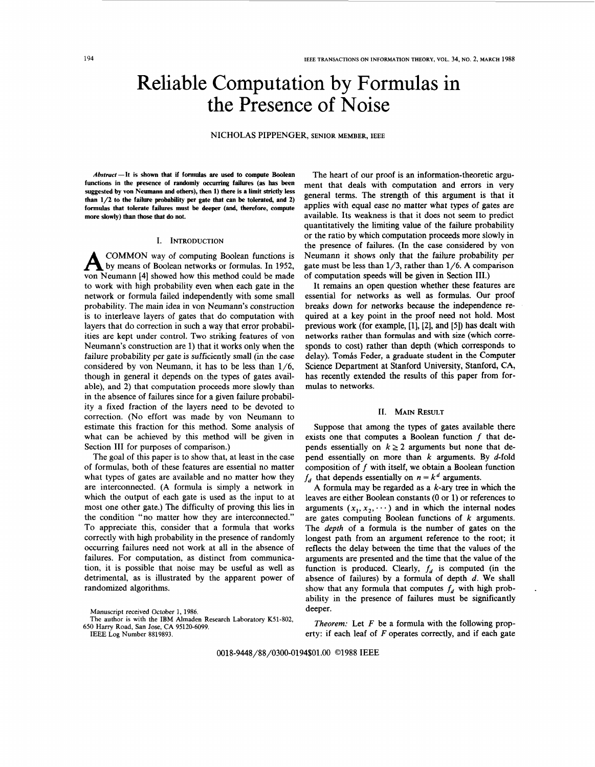# Reliable Computation by Formulas in the Presence of Noise

NICHOLAS PIPPENGER, SENIOR MEMBER, IEEE

***Abstract*—It is shown that if formulas are used to compute Boolean functions in the presence of randomly occurring failures (as has been suggested by von Neumann and others), then 1) there is a limit strictly less than 1/2 to the failure probability per gate that can be tolerated, and 2) formulas that tolerate failures must be deeper (and, therefore, compute more slowly) than those that do not.**

## I. INTRODUCTION

A COMMON way of computing Boolean functions is by means of Boolean networks or formulas. In 1952, von Neumann [4] showed how this method could be made to work with high probability even when each gate in the network or formula failed independently with some small probability. The main idea in von Neumann's construction is to interleave layers of gates that do computation with layers that do correction in such a way that error probabilities are kept under control. Two striking features of von Neumann's construction are 1) that it works only when the failure probability per gate is sufficiently small (in the case considered by von Neumann, it has to be less than 1/6, though in general it depends on the types of gates available), and 2) that computation proceeds more slowly than in the absence of failures since for a given failure probability a fixed fraction of the layers need to be devoted to correction. (No effort was made by von Neumann to estimate this fraction for this method. Some analysis of what can be achieved by this method will be given in Section III for purposes of comparison.)

The goal of this paper is to show that, at least in the case of formulas, both of these features are essential no matter what types of gates are available and no matter how they are interconnected. (A formula is simply a network in which the output of each gate is used as the input to at most one other gate.) The difficulty of proving this lies in the condition "no matter how they are interconnected." To appreciate this, consider that a formula that works correctly with high probability in the presence of randomly occurring failures need not work at all in the absence of failures. For computation, as distinct from communication, it is possible that noise may be useful as well as detrimental, as is illustrated by the apparent power of randomized algorithms.

Manuscript received October 1, 1986.
The author is with the IBM Almaden Research Laboratory K51-802, 650 Harry Road, San Jose, CA 95120-6099.
IEEE Log Number 8819893.

The heart of our proof is an information-theoretic argument that deals with computation and errors in very general terms. The strength of this argument is that it applies with equal ease no matter what types of gates are available. Its weakness is that it does not seem to predict quantitatively the limiting value of the failure probability or the ratio by which computation proceeds more slowly in the presence of failures. (In the case considered by von Neumann it shows only that the failure probability per gate must be less than 1/3, rather than 1/6. A comparison of computation speeds will be given in Section III.)

It remains an open question whether these features are essential for networks as well as formulas. Our proof breaks down for networks because the independence required at a key point in the proof need not hold. Most previous work (for example, [1], [2], and [5]) has dealt with networks rather than formulas and with size (which corresponds to cost) rather than depth (which corresponds to delay). Tomás Feder, a graduate student in the Computer Science Department at Stanford University, Stanford, CA, has recently extended the results of this paper from formulas to networks.

## II. MAIN RESULT

Suppose that among the types of gates available there exists one that computes a Boolean function $f$ that depends essentially on $k \geq 2$ arguments but none that depend essentially on more than $k$ arguments. By $d$-fold composition of $f$ with itself, we obtain a Boolean function $f_d$ that depends essentially on $n = k^d$ arguments.

A formula may be regarded as a $k$-ary tree in which the leaves are either Boolean constants (0 or 1) or references to arguments $(x_1, x_2, \cdots)$ and in which the internal nodes are gates computing Boolean functions of $k$ arguments. The *depth* of a formula is the number of gates on the longest path from an argument reference to the root; it reflects the delay between the time that the values of the arguments are presented and the time that the value of the function is produced. Clearly, $f_d$ is computed (in the absence of failures) by a formula of depth $d$. We shall show that any formula that computes $f_d$ with high probability in the presence of failures must be significantly deeper.

*Theorem:* Let $F$ be a formula with the following property: if each leaf of $F$ operates correctly, and if each gate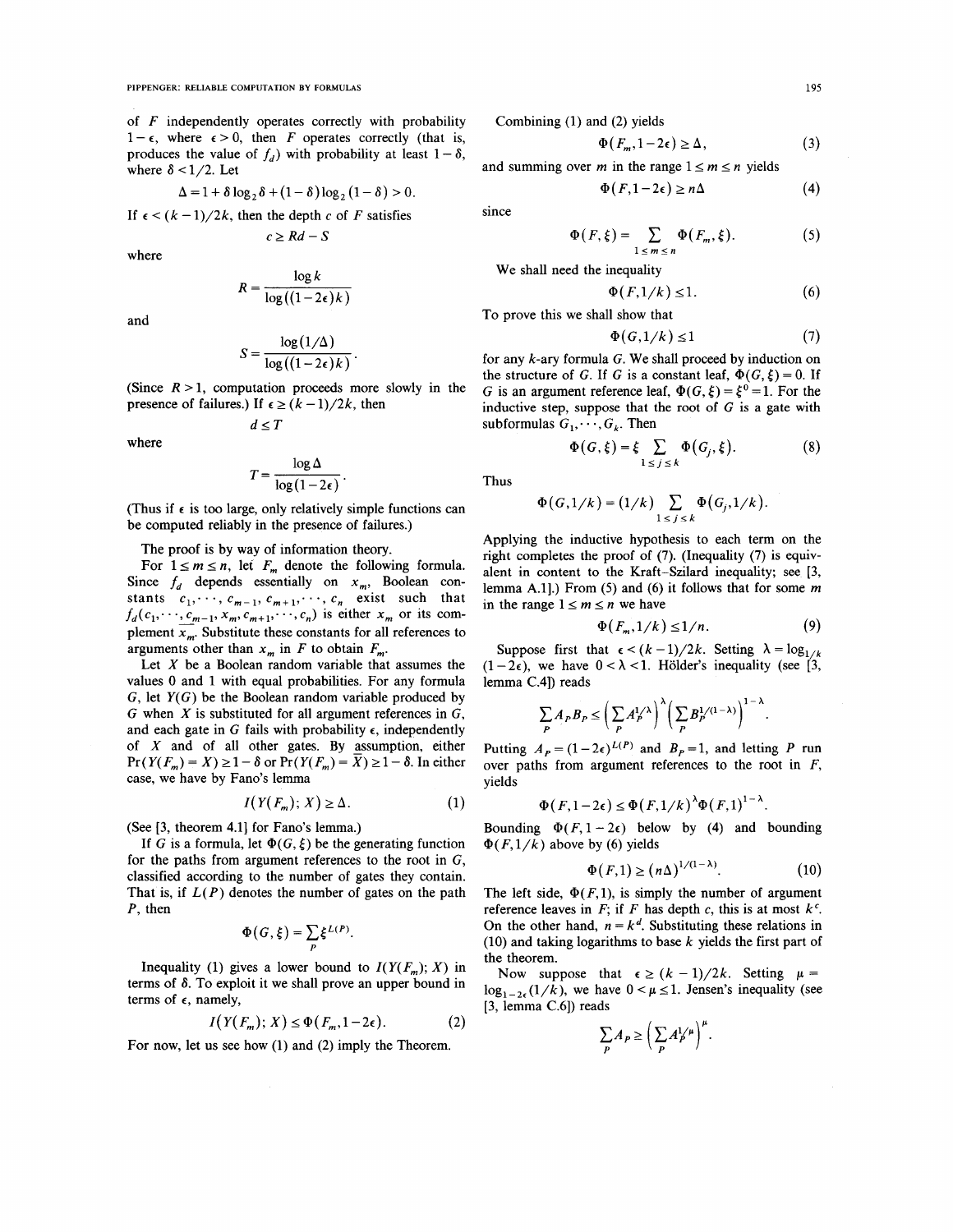of $F$ independently operates correctly with probability $1-\epsilon$, where $\epsilon > 0$, then $F$ operates correctly (that is, produces the value of $f_d$) with probability at least $1-\delta$, where $\delta < 1/2$. Let

$$\Delta = 1 + \delta \log_2 \delta + (1-\delta)\log_2(1-\delta) > 0.$$

If $\epsilon < (k-1)/2k$, then the depth $c$ of $F$ satisfies

$$c \geq Rd - S$$

where

$$R = \frac{\log k}{\log((1-2\epsilon)k)}$$

and

$$S = \frac{\log(1/\Delta)}{\log((1-2\epsilon)k)}.$$

(Since $R > 1$, computation proceeds more slowly in the presence of failures.) If $\epsilon \geq (k-1)/2k$, then

$$d \leq T$$

where

$$T = \frac{\log \Delta}{\log(1-2\epsilon)}.$$

(Thus if $\epsilon$ is too large, only relatively simple functions can be computed reliably in the presence of failures.)

The proof is by way of information theory.

For $1 \leq m \leq n$, let $F_m$ denote the following formula. Since $f_d$ depends essentially on $x_m$, Boolean constants $c_1, \cdots, c_{m-1}, c_{m+1}, \cdots, c_n$ exist such that $f_d(c_1, \cdots, c_{m-1}, x_m, c_{m+1}, \cdots, c_n)$ is either $x_m$ or its complement $\overline{x_m}$. Substitute these constants for all references to arguments other than $x_m$ in $F$ to obtain $F_m$.

Let $X$ be a Boolean random variable that assumes the values 0 and 1 with equal probabilities. For any formula $G$, let $Y(G)$ be the Boolean random variable produced by $G$ when $X$ is substituted for all argument references in $G$, and each gate in $G$ fails with probability $\epsilon$, independently of $X$ and of all other gates. By assumption, either $\Pr(Y(F_m) = X) \geq 1-\delta$ or $\Pr(Y(F_m) = \overline{X}) \geq 1-\delta$. In either case, we have by Fano's lemma

$$I(Y(F_m); X) \geq \Delta. \tag{1}$$

(See [3, theorem 4.1] for Fano's lemma.)

If $G$ is a formula, let $\Phi(G, \xi)$ be the generating function for the paths from argument references to the root in $G$, classified according to the number of gates they contain. That is, if $L(P)$ denotes the number of gates on the path $P$, then

$$\Phi(G, \xi) = \sum_P \xi^{L(P)}.$$

Inequality (1) gives a lower bound to $I(Y(F_m); X)$ in terms of $\delta$. To exploit it we shall prove an upper bound in terms of $\epsilon$, namely,

$$I(Y(F_m); X) \leq \Phi(F_m, 1-2\epsilon). \tag{2}$$

For now, let us see how (1) and (2) imply the Theorem.

Combining (1) and (2) yields

$$\Phi(F_m, 1-2\epsilon) \geq \Delta, \tag{3}$$

and summing over $m$ in the range $1 \leq m \leq n$ yields

$$\Phi(F, 1-2\epsilon) \geq n\Delta \tag{4}$$

since

$$\Phi(F, \xi) = \sum_{1 \leq m \leq n} \Phi(F_m, \xi). \tag{5}$$

We shall need the inequality

$$\Phi(F, 1/k) \leq 1. \tag{6}$$

To prove this we shall show that

$$\Phi(G, 1/k) \leq 1 \tag{7}$$

for any $k$-ary formula $G$. We shall proceed by induction on the structure of $G$. If $G$ is a constant leaf, $\Phi(G, \xi) = 0$. If $G$ is an argument reference leaf, $\Phi(G, \xi) = \xi^0 = 1$. For the inductive step, suppose that the root of $G$ is a gate with subformulas $G_1, \cdots, G_k$. Then

$$\Phi(G, \xi) = \xi \sum_{1 \leq j \leq k} \Phi(G_j, \xi). \tag{8}$$

Thus

$$\Phi(G, 1/k) = (1/k) \sum_{1 \leq j \leq k} \Phi(G_j, 1/k).$$

Applying the inductive hypothesis to each term on the right completes the proof of (7). (Inequality (7) is equivalent in content to the Kraft–Szilard inequality; see [3, lemma A.1].) From (5) and (6) it follows that for some $m$ in the range $1 \leq m \leq n$ we have

$$\Phi(F_m, 1/k) \leq 1/n. \tag{9}$$

Suppose first that $\epsilon < (k-1)/2k$. Setting $\lambda = \log_{1/k}(1-2\epsilon)$, we have $0 < \lambda < 1$. Hölder's inequality (see [3, lemma C.4]) reads

$$\sum_P A_P B_P \leq \left(\sum_P A_P^{1/\lambda}\right)^{\lambda} \left(\sum_P B_P^{1/(1-\lambda)}\right)^{1-\lambda}.$$

Putting $A_P = (1-2\epsilon)^{L(P)}$ and $B_P = 1$, and letting $P$ run over paths from argument references to the root in $F$, yields

$$\Phi(F, 1-2\epsilon) \leq \Phi(F, 1/k)^{\lambda} \Phi(F, 1)^{1-\lambda}.$$

Bounding $\Phi(F, 1-2\epsilon)$ below by (4) and bounding $\Phi(F, 1/k)$ above by (6) yields

$$\Phi(F, 1) \geq (n\Delta)^{1/(1-\lambda)}. \tag{10}$$

The left side, $\Phi(F, 1)$, is simply the number of argument reference leaves in $F$; if $F$ has depth $c$, this is at most $k^c$. On the other hand, $n = k^d$. Substituting these relations in (10) and taking logarithms to base $k$ yields the first part of the theorem.

Now suppose that $\epsilon \geq (k-1)/2k$. Setting $\mu = \log_{1-2\epsilon}(1/k)$, we have $0 < \mu \leq 1$. Jensen's inequality (see [3, lemma C.6]) reads

$$\sum_P A_P \geq \left(\sum_P A_P^{1/\mu}\right)^{\mu}.$$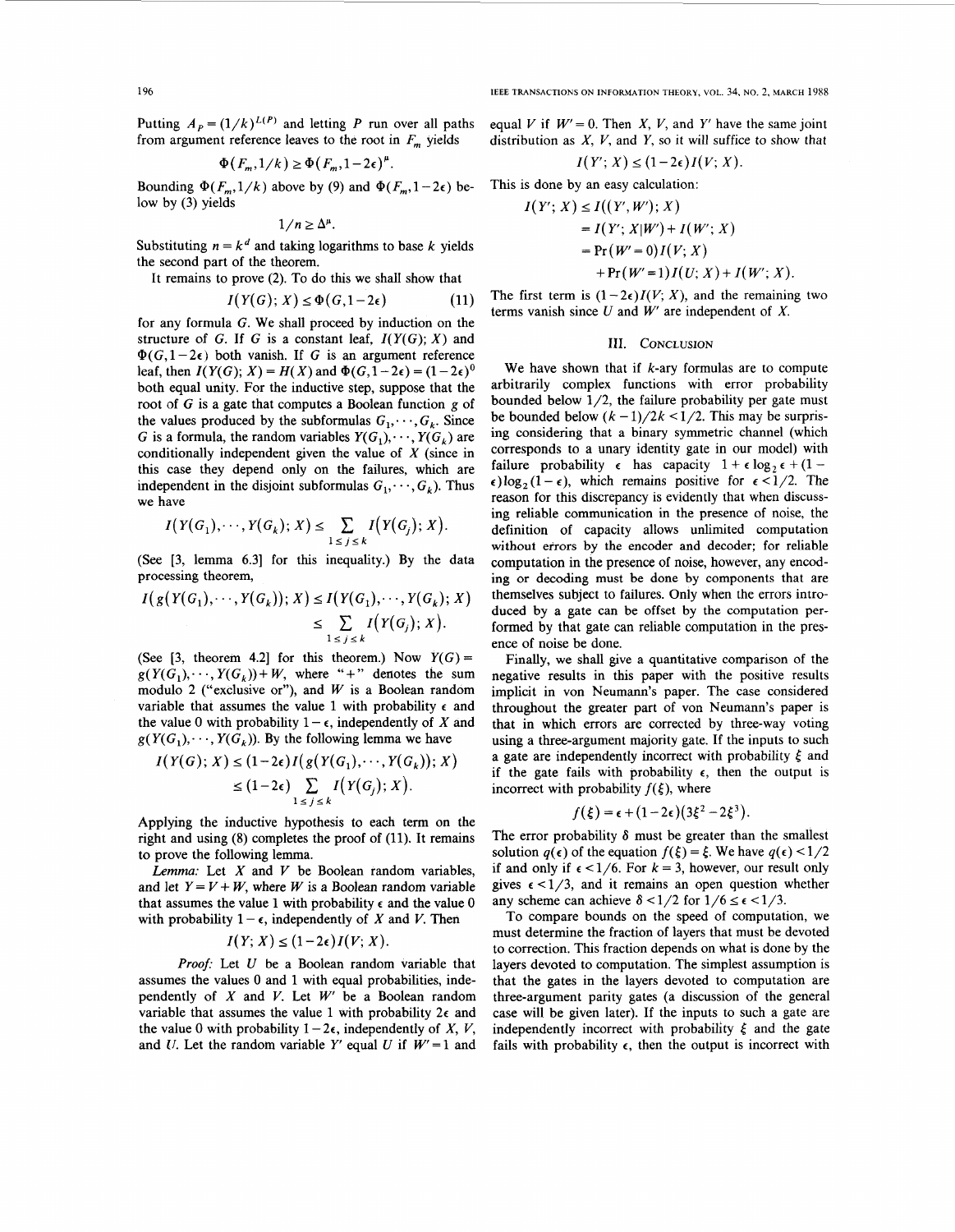Putting $A_P = (1/k)^{L(P)}$ and letting $P$ run over all paths from argument reference leaves to the root in $F_m$ yields

$$\Phi(F_m, 1/k) \geq \Phi(F_m, 1-2\epsilon)^n.$$

Bounding $\Phi(F_m, 1/k)$ above by (9) and $\Phi(F_m, 1-2\epsilon)$ below by (3) yields

$$1/n \geq \Delta^n.$$

Substituting $n = k^d$ and taking logarithms to base $k$ yields the second part of the theorem.

It remains to prove (2). To do this we shall show that

$$I(Y(G); X) \leq \Phi(G, 1-2\epsilon) \tag{11}$$

for any formula $G$. We shall proceed by induction on the structure of $G$. If $G$ is a constant leaf, $I(Y(G); X)$ and $\Phi(G, 1-2\epsilon)$ both vanish. If $G$ is an argument reference leaf, then $I(Y(G); X) = H(X)$ and $\Phi(G, 1-2\epsilon) = (1-2\epsilon)^0$ both equal unity. For the inductive step, suppose that the root of $G$ is a gate that computes a Boolean function $g$ of the values produced by the subformulas $G_1, \cdots, G_k$. Since $G$ is a formula, the random variables $Y(G_1), \cdots, Y(G_k)$ are conditionally independent given the value of $X$ (since in this case they depend only on the failures, which are independent in the disjoint subformulas $G_1, \cdots, G_k$). Thus we have

$$I(Y(G_1), \cdots, Y(G_k); X) \leq \sum_{1 \leq j \leq k} I(Y(G_j); X).$$

(See [3, lemma 6.3] for this inequality.) By the data processing theorem,

$$I(g(Y(G_1), \cdots, Y(G_k)); X) \leq I(Y(G_1), \cdots, Y(G_k); X) \leq \sum_{1 \leq j \leq k} I(Y(G_j); X).$$

(See [3, theorem 4.2] for this theorem.) Now $Y(G) = g(Y(G_1), \cdots, Y(G_k)) + W$, where "+" denotes the sum modulo 2 ("exclusive or"), and $W$ is a Boolean random variable that assumes the value 1 with probability $\epsilon$ and the value 0 with probability $1-\epsilon$, independently of $X$ and $g(Y(G_1), \cdots, Y(G_k))$. By the following lemma we have

$$I(Y(G); X) \leq (1-2\epsilon) I(g(Y(G_1), \cdots, Y(G_k)); X) \leq (1-2\epsilon) \sum_{1 \leq j \leq k} I(Y(G_j); X).$$

Applying the inductive hypothesis to each term on the right and using (8) completes the proof of (11). It remains to prove the following lemma.

*Lemma:* Let $X$ and $V$ be Boolean random variables, and let $Y = V + W$, where $W$ is a Boolean random variable that assumes the value 1 with probability $\epsilon$ and the value 0 with probability $1-\epsilon$, independently of $X$ and $V$. Then

$$I(Y; X) \leq (1-2\epsilon) I(V; X).$$

*Proof:* Let $U$ be a Boolean random variable that assumes the values 0 and 1 with equal probabilities, independently of $X$ and $V$. Let $W'$ be a Boolean random variable that assumes the value 1 with probability $2\epsilon$ and the value 0 with probability $1-2\epsilon$, independently of $X$, $V$, and $U$. Let the random variable $Y'$ equal $U$ if $W' = 1$ and equal $V$ if $W' = 0$. Then $X$, $V$, and $Y'$ have the same joint distribution as $X$, $V$, and $Y$, so it will suffice to show that

$$I(Y'; X) \leq (1-2\epsilon) I(V; X).$$

This is done by an easy calculation:

$$\begin{aligned} I(Y'; X) &\leq I((Y', W'); X) \\ &= I(Y'; X | W') + I(W'; X) \\ &= \Pr(W' = 0) I(V; X) \\ &\quad + \Pr(W' = 1) I(U; X) + I(W'; X). \end{aligned}$$

The first term is $(1-2\epsilon) I(V; X)$, and the remaining two terms vanish since $U$ and $W'$ are independent of $X$.

## III. Conclusion

We have shown that if $k$-ary formulas are to compute arbitrarily complex functions with error probability bounded below 1/2, the failure probability per gate must be bounded below $(k-1)/2k < 1/2$. This may be surprising considering that a binary symmetric channel (which corresponds to a unary identity gate in our model) with failure probability $\epsilon$ has capacity $1 + \epsilon \log_2 \epsilon + (1-\epsilon) \log_2 (1-\epsilon)$, which remains positive for $\epsilon < 1/2$. The reason for this discrepancy is evidently that when discussing reliable communication in the presence of noise, the definition of capacity allows unlimited computation without errors by the encoder and decoder; for reliable computation in the presence of noise, however, any encoding or decoding must be done by components that are themselves subject to failures. Only when the errors introduced by a gate can be offset by the computation performed by that gate can reliable computation in the presence of noise be done.

Finally, we shall give a quantitative comparison of the negative results in this paper with the positive results implicit in von Neumann's paper. The case considered throughout the greater part of von Neumann's paper is that in which errors are corrected by three-way voting using a three-argument majority gate. If the inputs to such a gate are independently incorrect with probability $\xi$ and if the gate fails with probability $\epsilon$, then the output is incorrect with probability $f(\xi)$, where

$$f(\xi) = \epsilon + (1-2\epsilon)(3\xi^2 - 2\xi^3).$$

The error probability $\delta$ must be greater than the smallest solution $q(\epsilon)$ of the equation $f(\xi) = \xi$. We have $q(\epsilon) < 1/2$ if and only if $\epsilon < 1/6$. For $k = 3$, however, our result only gives $\epsilon < 1/3$, and it remains an open question whether any scheme can achieve $\delta < 1/2$ for $1/6 \leq \epsilon < 1/3$.

To compare bounds on the speed of computation, we must determine the fraction of layers that must be devoted to correction. This fraction depends on what is done by the layers devoted to computation. The simplest assumption is that the gates in the layers devoted to computation are three-argument parity gates (a discussion of the general case will be given later). If the inputs to such a gate are independently incorrect with probability $\xi$ and the gate fails with probability $\epsilon$, then the output is incorrect with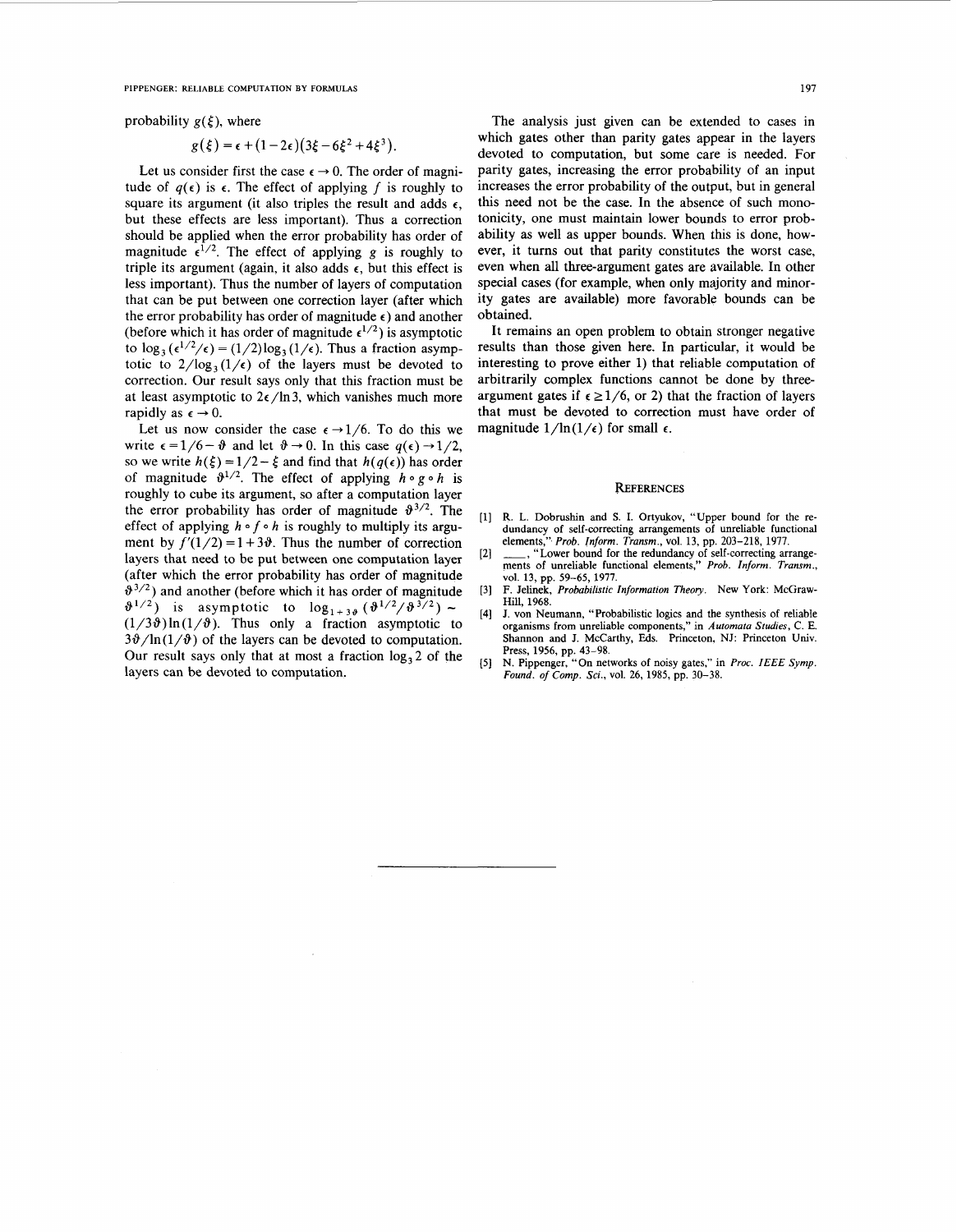probability $g(\xi)$, where

$$g(\xi) = \epsilon + (1-2\epsilon)(3\xi - 6\xi^2 + 4\xi^3).$$

Let us consider first the case $\epsilon \to 0$. The order of magnitude of $q(\epsilon)$ is $\epsilon$. The effect of applying $f$ is roughly to square its argument (it also triples the result and adds $\epsilon$, but these effects are less important). Thus a correction should be applied when the error probability has order of magnitude $\epsilon^{1/2}$. The effect of applying $g$ is roughly to triple its argument (again, it also adds $\epsilon$, but this effect is less important). Thus the number of layers of computation that can be put between one correction layer (after which the error probability has order of magnitude $\epsilon$) and another (before which it has order of magnitude $\epsilon^{1/2}$) is asymptotic to $\log_3(\epsilon^{1/2}/\epsilon) = (1/2)\log_3(1/\epsilon)$. Thus a fraction asymptotic to $2/\log_3(1/\epsilon)$ of the layers must be devoted to correction. Our result says only that this fraction must be at least asymptotic to $2\epsilon/\ln 3$, which vanishes much more rapidly as $\epsilon \to 0$.

Let us now consider the case $\epsilon \to 1/6$. To do this we write $\epsilon = 1/6 - \vartheta$ and let $\vartheta \to 0$. In this case $q(\epsilon) \to 1/2$, so we write $h(\xi) = 1/2 - \xi$ and find that $h(q(\epsilon))$ has order of magnitude $\vartheta^{1/2}$. The effect of applying $h \circ g \circ h$ is roughly to cube its argument, so after a computation layer the error probability has order of magnitude $\vartheta^{3/2}$. The effect of applying $h \circ f \circ h$ is roughly to multiply its argument by $f'(1/2) = 1 + 3\vartheta$. Thus the number of correction layers that need to be put between one computation layer (after which the error probability has order of magnitude $\vartheta^{3/2}$) and another (before which it has order of magnitude $\vartheta^{1/2}$) is asymptotic to $\log_{1+3\vartheta}(\vartheta^{1/2}/\vartheta^{3/2}) \sim (1/3\vartheta)\ln(1/\vartheta)$. Thus only a fraction asymptotic to $3\vartheta/\ln(1/\vartheta)$ of the layers can be devoted to computation. Our result says only that at most a fraction $\log_3 2$ of the layers can be devoted to computation.

The analysis just given can be extended to cases in which gates other than parity gates appear in the layers devoted to computation, but some care is needed. For parity gates, increasing the error probability of an input increases the error probability of the output, but in general this need not be the case. In the absence of such monotonicity, one must maintain lower bounds to error probability as well as upper bounds. When this is done, however, it turns out that parity constitutes the worst case, even when all three-argument gates are available. In other special cases (for example, when only majority and minority gates are available) more favorable bounds can be obtained.

It remains an open problem to obtain stronger negative results than those given here. In particular, it would be interesting to prove either 1) that reliable computation of arbitrarily complex functions cannot be done by three-argument gates if $\epsilon \geq 1/6$, or 2) that the fraction of layers that must be devoted to correction must have order of magnitude $1/\ln(1/\epsilon)$ for small $\epsilon$.

## References

[1] R. L. Dobrushin and S. I. Ortyukov, "Upper bound for the redundancy of self-correcting arrangements of unreliable functional elements," *Prob. Inform. Transm.*, vol. 13, pp. 203–218, 1977.

[2] ——, "Lower bound for the redundancy of self-correcting arrangements of unreliable functional elements," *Prob. Inform. Transm.*, vol. 13, pp. 59–65, 1977.

[3] F. Jelinek, *Probabilistic Information Theory*. New York: McGraw-Hill, 1968.

[4] J. von Neumann, "Probabilistic logics and the synthesis of reliable organisms from unreliable components," in *Automata Studies*, C. E. Shannon and J. McCarthy, Eds. Princeton, NJ: Princeton Univ. Press, 1956, pp. 43–98.

[5] N. Pippenger, "On networks of noisy gates," in *Proc. IEEE Symp. Found. of Comp. Sci.*, vol. 26, 1985, pp. 30–38.